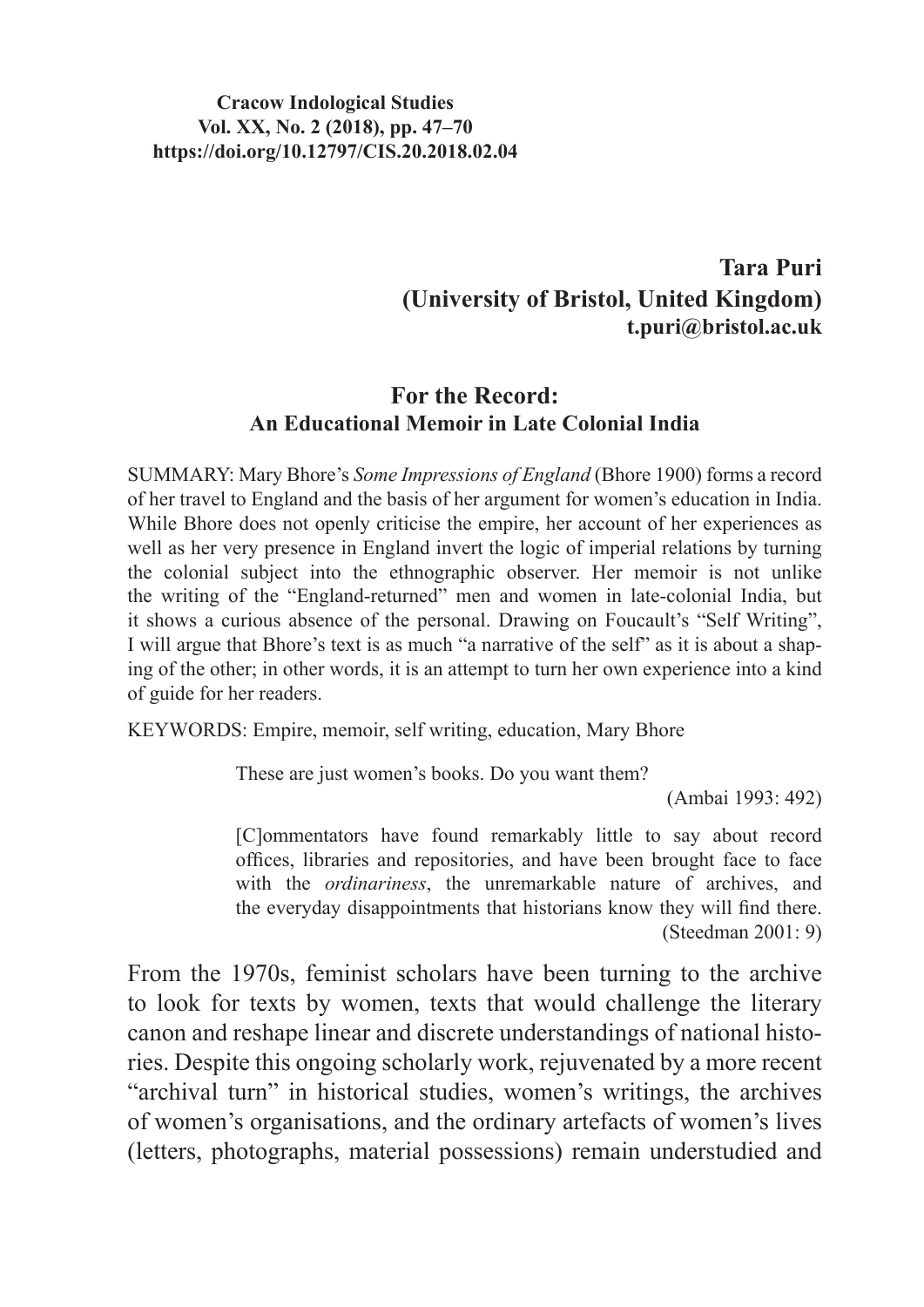**Cracow Indological Studies**
**Vol. XX, No. 2 (2018), pp. 47–70**
**https://doi.org/10.12797/CIS.20.2018.02.04**

**Tara Puri**
**(University of Bristol, United Kingdom)**
**t.puri@bristol.ac.uk**

# For the Record:
## An Educational Memoir in Late Colonial India

SUMMARY: Mary Bhore's *Some Impressions of England* (Bhore 1900) forms a record of her travel to England and the basis of her argument for women's education in India. While Bhore does not openly criticise the empire, her account of her experiences as well as her very presence in England invert the logic of imperial relations by turning the colonial subject into the ethnographic observer. Her memoir is not unlike the writing of the "England-returned" men and women in late-colonial India, but it shows a curious absence of the personal. Drawing on Foucault's "Self Writing", I will argue that Bhore's text is as much "a narrative of the self" as it is about a shaping of the other; in other words, it is an attempt to turn her own experience into a kind of guide for her readers.

KEYWORDS: Empire, memoir, self writing, education, Mary Bhore

> These are just women's books. Do you want them?
>
> (Ambai 1993: 492)

> [C]ommentators have found remarkably little to say about record offices, libraries and repositories, and have been brought face to face with the *ordinariness*, the unremarkable nature of archives, and the everyday disappointments that historians know they will find there.
>
> (Steedman 2001: 9)

From the 1970s, feminist scholars have been turning to the archive to look for texts by women, texts that would challenge the literary canon and reshape linear and discrete understandings of national histories. Despite this ongoing scholarly work, rejuvenated by a more recent "archival turn" in historical studies, women's writings, the archives of women's organisations, and the ordinary artefacts of women's lives (letters, photographs, material possessions) remain understudied and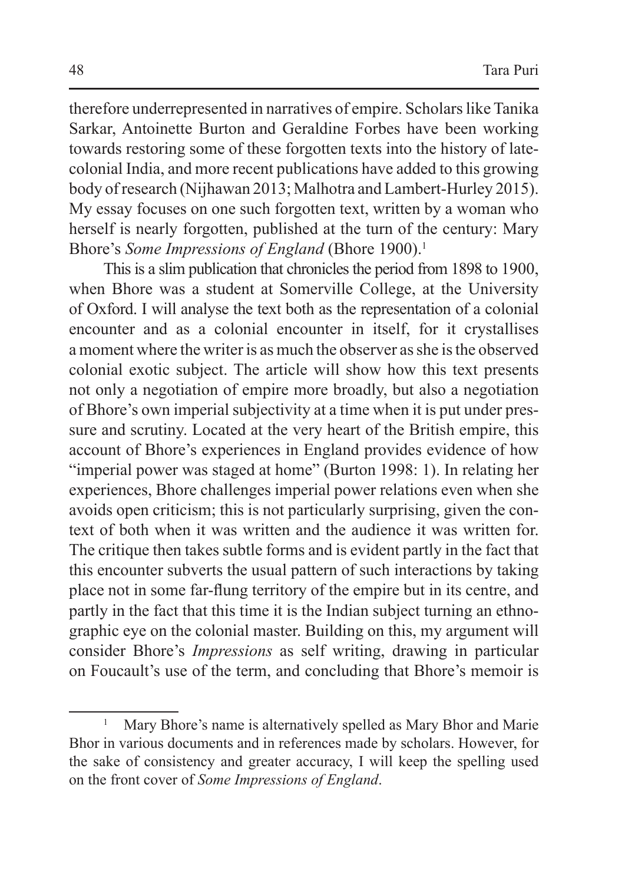therefore underrepresented in narratives of empire. Scholars like Tanika Sarkar, Antoinette Burton and Geraldine Forbes have been working towards restoring some of these forgotten texts into the history of late-colonial India, and more recent publications have added to this growing body of research (Nijhawan 2013; Malhotra and Lambert-Hurley 2015). My essay focuses on one such forgotten text, written by a woman who herself is nearly forgotten, published at the turn of the century: Mary Bhore's *Some Impressions of England* (Bhore 1900).[1]

This is a slim publication that chronicles the period from 1898 to 1900, when Bhore was a student at Somerville College, at the University of Oxford. I will analyse the text both as the representation of a colonial encounter and as a colonial encounter in itself, for it crystallises a moment where the writer is as much the observer as she is the observed colonial exotic subject. The article will show how this text presents not only a negotiation of empire more broadly, but also a negotiation of Bhore's own imperial subjectivity at a time when it is put under pressure and scrutiny. Located at the very heart of the British empire, this account of Bhore's experiences in England provides evidence of how "imperial power was staged at home" (Burton 1998: 1). In relating her experiences, Bhore challenges imperial power relations even when she avoids open criticism; this is not particularly surprising, given the context of both when it was written and the audience it was written for. The critique then takes subtle forms and is evident partly in the fact that this encounter subverts the usual pattern of such interactions by taking place not in some far-flung territory of the empire but in its centre, and partly in the fact that this time it is the Indian subject turning an ethnographic eye on the colonial master. Building on this, my argument will consider Bhore's *Impressions* as self writing, drawing in particular on Foucault's use of the term, and concluding that Bhore's memoir is

[1] Mary Bhore's name is alternatively spelled as Mary Bhor and Marie Bhor in various documents and in references made by scholars. However, for the sake of consistency and greater accuracy, I will keep the spelling used on the front cover of *Some Impressions of England*.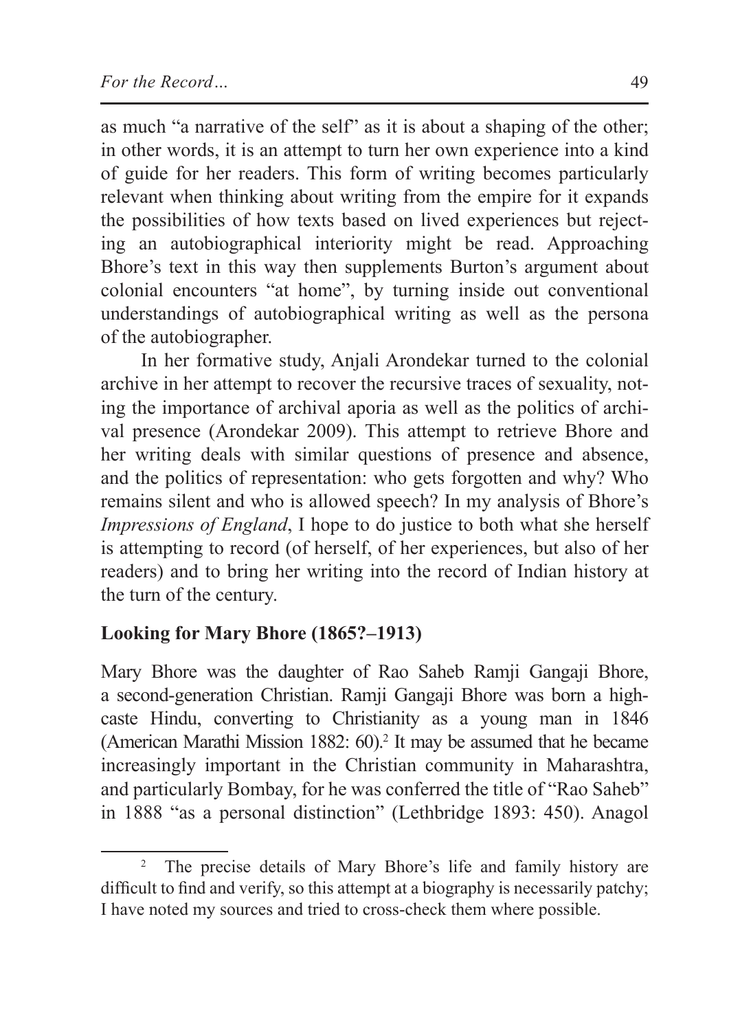as much "a narrative of the self" as it is about a shaping of the other; in other words, it is an attempt to turn her own experience into a kind of guide for her readers. This form of writing becomes particularly relevant when thinking about writing from the empire for it expands the possibilities of how texts based on lived experiences but rejecting an autobiographical interiority might be read. Approaching Bhore's text in this way then supplements Burton's argument about colonial encounters "at home", by turning inside out conventional understandings of autobiographical writing as well as the persona of the autobiographer.

In her formative study, Anjali Arondekar turned to the colonial archive in her attempt to recover the recursive traces of sexuality, noting the importance of archival aporia as well as the politics of archival presence (Arondekar 2009). This attempt to retrieve Bhore and her writing deals with similar questions of presence and absence, and the politics of representation: who gets forgotten and why? Who remains silent and who is allowed speech? In my analysis of Bhore's *Impressions of England*, I hope to do justice to both what she herself is attempting to record (of herself, of her experiences, but also of her readers) and to bring her writing into the record of Indian history at the turn of the century.

## Looking for Mary Bhore (1865?–1913)

Mary Bhore was the daughter of Rao Saheb Ramji Gangaji Bhore, a second-generation Christian. Ramji Gangaji Bhore was born a high-caste Hindu, converting to Christianity as a young man in 1846 (American Marathi Mission 1882: 60).[2] It may be assumed that he became increasingly important in the Christian community in Maharashtra, and particularly Bombay, for he was conferred the title of "Rao Saheb" in 1888 "as a personal distinction" (Lethbridge 1893: 450). Anagol

[2] The precise details of Mary Bhore's life and family history are difficult to find and verify, so this attempt at a biography is necessarily patchy; I have noted my sources and tried to cross-check them where possible.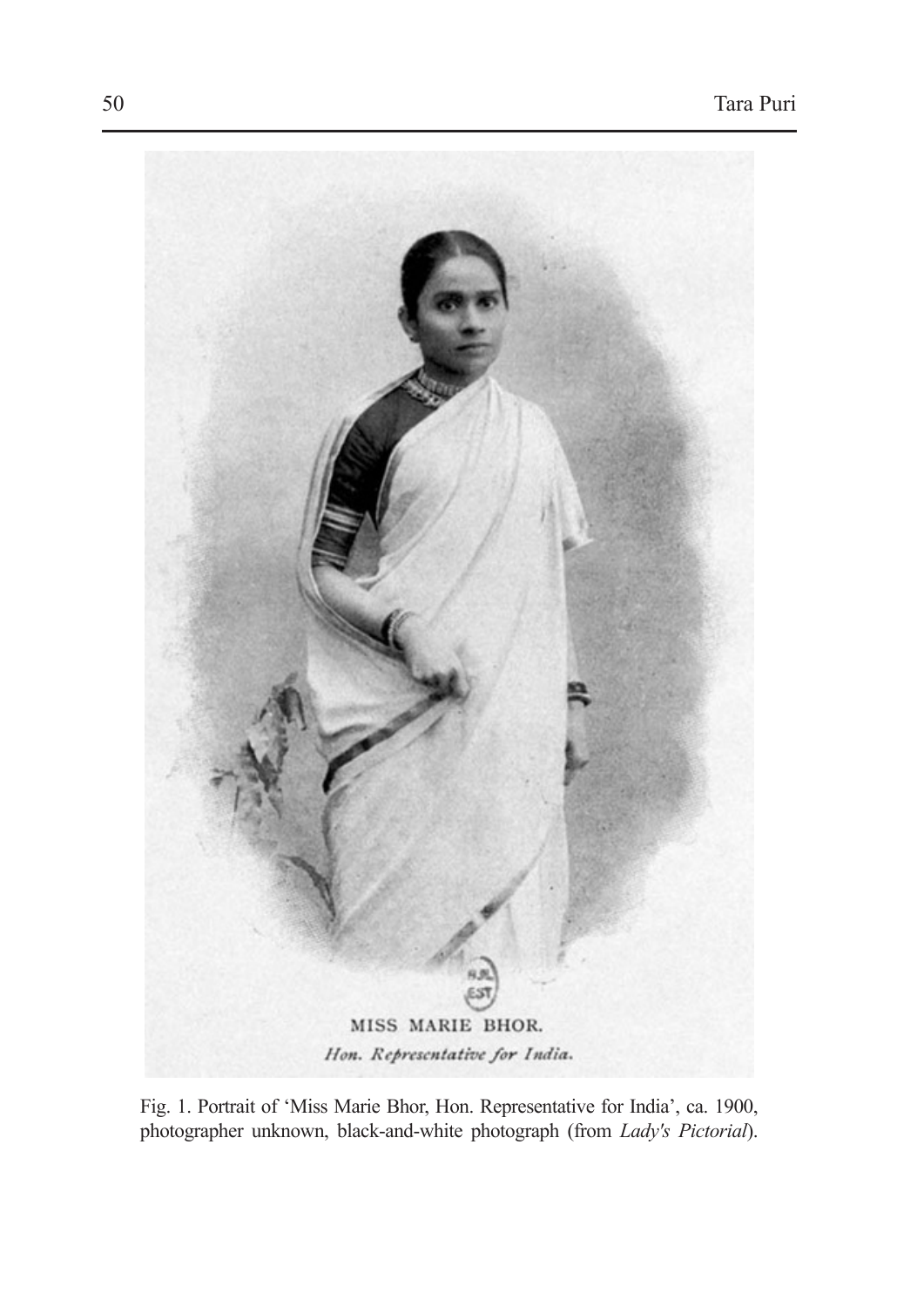MISS MARIE BHOR.
*Hon. Representative for India.*

Fig. 1. Portrait of 'Miss Marie Bhor, Hon. Representative for India', ca. 1900, photographer unknown, black-and-white photograph (from *Lady's Pictorial*).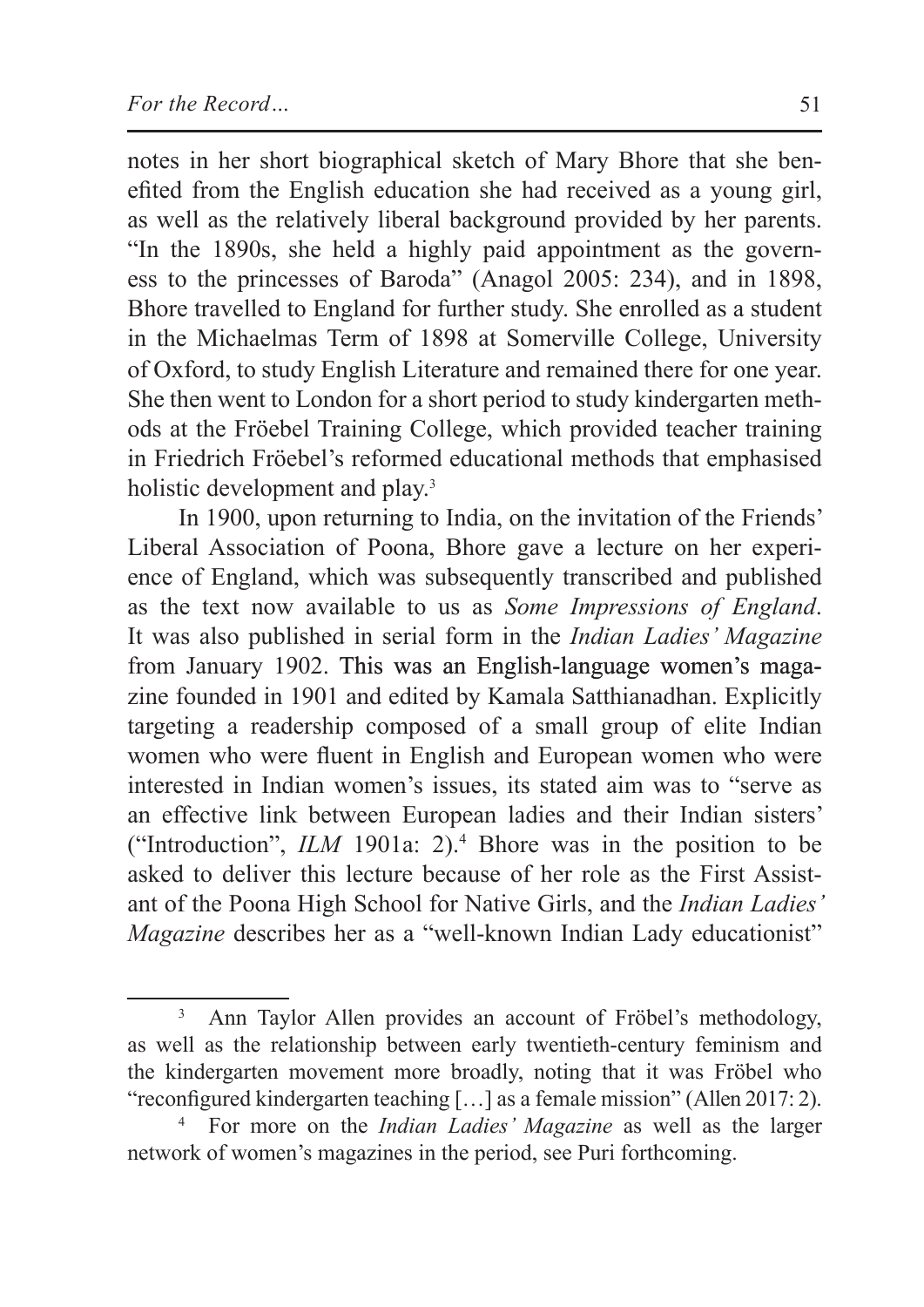notes in her short biographical sketch of Mary Bhore that she benefited from the English education she had received as a young girl, as well as the relatively liberal background provided by her parents. "In the 1890s, she held a highly paid appointment as the governess to the princesses of Baroda" (Anagol 2005: 234), and in 1898, Bhore travelled to England for further study. She enrolled as a student in the Michaelmas Term of 1898 at Somerville College, University of Oxford, to study English Literature and remained there for one year. She then went to London for a short period to study kindergarten methods at the Fröebel Training College, which provided teacher training in Friedrich Fröebel's reformed educational methods that emphasised holistic development and play.[3]

In 1900, upon returning to India, on the invitation of the Friends' Liberal Association of Poona, Bhore gave a lecture on her experience of England, which was subsequently transcribed and published as the text now available to us as *Some Impressions of England*. It was also published in serial form in the *Indian Ladies' Magazine* from January 1902. This was an English-language women's magazine founded in 1901 and edited by Kamala Satthianadhan. Explicitly targeting a readership composed of a small group of elite Indian women who were fluent in English and European women who were interested in Indian women's issues, its stated aim was to "serve as an effective link between European ladies and their Indian sisters' ("Introduction", *ILM* 1901a: 2).[4] Bhore was in the position to be asked to deliver this lecture because of her role as the First Assistant of the Poona High School for Native Girls, and the *Indian Ladies' Magazine* describes her as a "well-known Indian Lady educationist"

---

[3] Ann Taylor Allen provides an account of Fröbel's methodology, as well as the relationship between early twentieth-century feminism and the kindergarten movement more broadly, noting that it was Fröbel who "reconfigured kindergarten teaching […] as a female mission" (Allen 2017: 2).

[4] For more on the *Indian Ladies' Magazine* as well as the larger network of women's magazines in the period, see Puri forthcoming.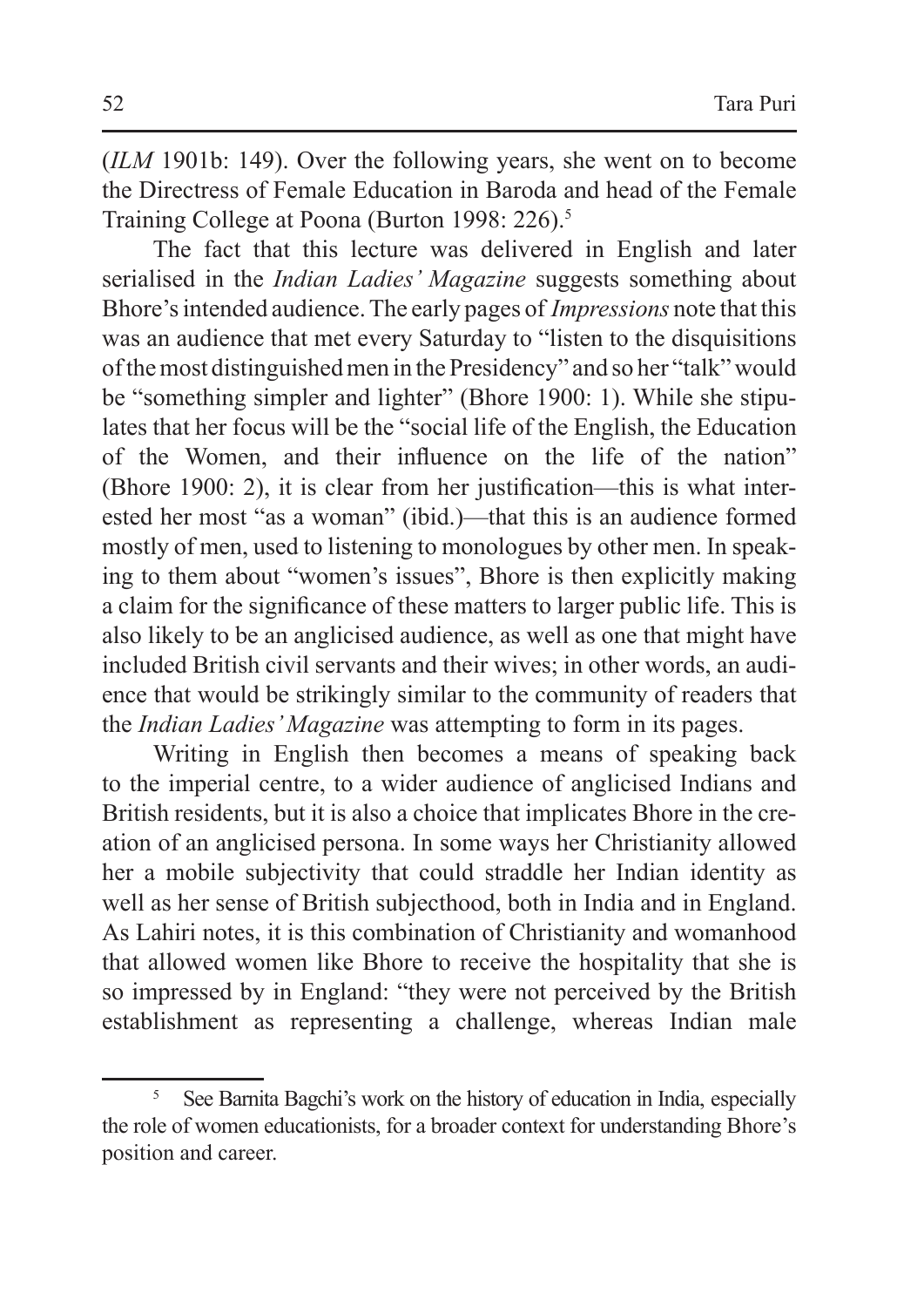(*ILM* 1901b: 149). Over the following years, she went on to become the Directress of Female Education in Baroda and head of the Female Training College at Poona (Burton 1998: 226).[5]

The fact that this lecture was delivered in English and later serialised in the *Indian Ladies' Magazine* suggests something about Bhore's intended audience. The early pages of *Impressions* note that this was an audience that met every Saturday to "listen to the disquisitions of the most distinguished men in the Presidency" and so her "talk" would be "something simpler and lighter" (Bhore 1900: 1). While she stipulates that her focus will be the "social life of the English, the Education of the Women, and their influence on the life of the nation" (Bhore 1900: 2), it is clear from her justification—this is what interested her most "as a woman" (ibid.)—that this is an audience formed mostly of men, used to listening to monologues by other men. In speaking to them about "women's issues", Bhore is then explicitly making a claim for the significance of these matters to larger public life. This is also likely to be an anglicised audience, as well as one that might have included British civil servants and their wives; in other words, an audience that would be strikingly similar to the community of readers that the *Indian Ladies' Magazine* was attempting to form in its pages.

Writing in English then becomes a means of speaking back to the imperial centre, to a wider audience of anglicised Indians and British residents, but it is also a choice that implicates Bhore in the creation of an anglicised persona. In some ways her Christianity allowed her a mobile subjectivity that could straddle her Indian identity as well as her sense of British subjecthood, both in India and in England. As Lahiri notes, it is this combination of Christianity and womanhood that allowed women like Bhore to receive the hospitality that she is so impressed by in England: "they were not perceived by the British establishment as representing a challenge, whereas Indian male

[5] See Barnita Bagchi's work on the history of education in India, especially the role of women educationists, for a broader context for understanding Bhore's position and career.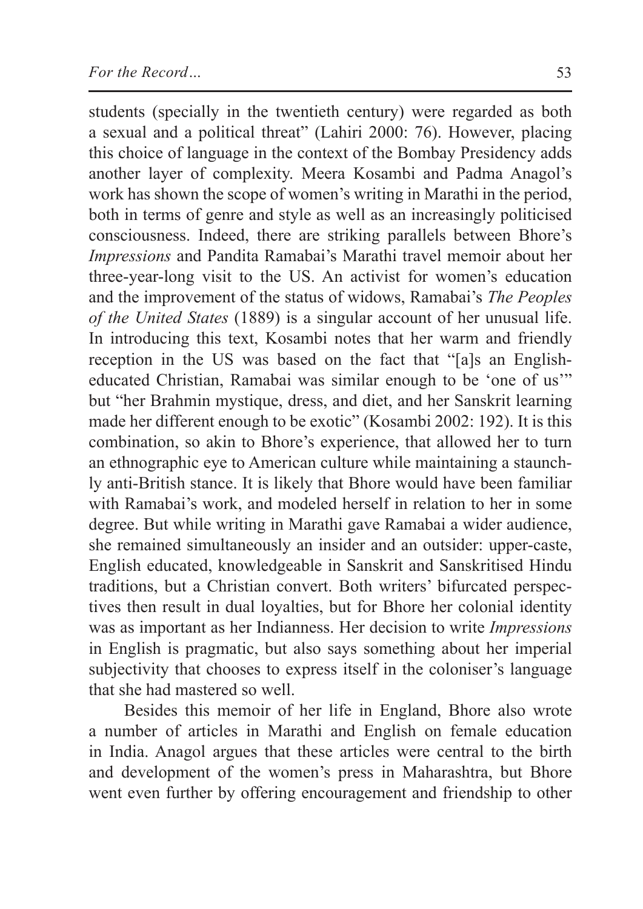students (specially in the twentieth century) were regarded as both a sexual and a political threat" (Lahiri 2000: 76). However, placing this choice of language in the context of the Bombay Presidency adds another layer of complexity. Meera Kosambi and Padma Anagol's work has shown the scope of women's writing in Marathi in the period, both in terms of genre and style as well as an increasingly politicised consciousness. Indeed, there are striking parallels between Bhore's *Impressions* and Pandita Ramabai's Marathi travel memoir about her three-year-long visit to the US. An activist for women's education and the improvement of the status of widows, Ramabai's *The Peoples of the United States* (1889) is a singular account of her unusual life. In introducing this text, Kosambi notes that her warm and friendly reception in the US was based on the fact that "[a]s an English-educated Christian, Ramabai was similar enough to be 'one of us'" but "her Brahmin mystique, dress, and diet, and her Sanskrit learning made her different enough to be exotic" (Kosambi 2002: 192). It is this combination, so akin to Bhore's experience, that allowed her to turn an ethnographic eye to American culture while maintaining a staunchly anti-British stance. It is likely that Bhore would have been familiar with Ramabai's work, and modeled herself in relation to her in some degree. But while writing in Marathi gave Ramabai a wider audience, she remained simultaneously an insider and an outsider: upper-caste, English educated, knowledgeable in Sanskrit and Sanskritised Hindu traditions, but a Christian convert. Both writers' bifurcated perspectives then result in dual loyalties, but for Bhore her colonial identity was as important as her Indianness. Her decision to write *Impressions* in English is pragmatic, but also says something about her imperial subjectivity that chooses to express itself in the coloniser's language that she had mastered so well.

Besides this memoir of her life in England, Bhore also wrote a number of articles in Marathi and English on female education in India. Anagol argues that these articles were central to the birth and development of the women's press in Maharashtra, but Bhore went even further by offering encouragement and friendship to other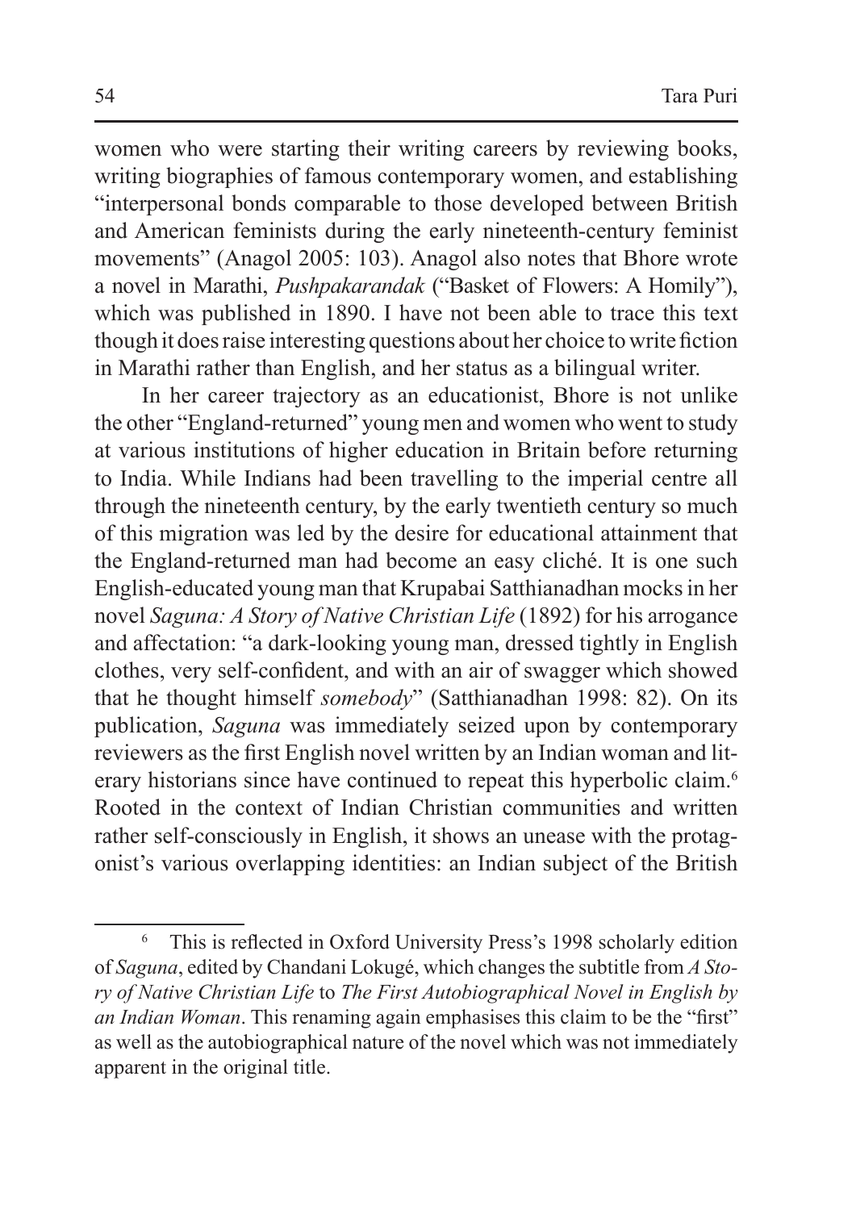women who were starting their writing careers by reviewing books, writing biographies of famous contemporary women, and establishing "interpersonal bonds comparable to those developed between British and American feminists during the early nineteenth-century feminist movements" (Anagol 2005: 103). Anagol also notes that Bhore wrote a novel in Marathi, *Pushpakarandak* ("Basket of Flowers: A Homily"), which was published in 1890. I have not been able to trace this text though it does raise interesting questions about her choice to write fiction in Marathi rather than English, and her status as a bilingual writer.

In her career trajectory as an educationist, Bhore is not unlike the other "England-returned" young men and women who went to study at various institutions of higher education in Britain before returning to India. While Indians had been travelling to the imperial centre all through the nineteenth century, by the early twentieth century so much of this migration was led by the desire for educational attainment that the England-returned man had become an easy cliché. It is one such English-educated young man that Krupabai Satthianadhan mocks in her novel *Saguna: A Story of Native Christian Life* (1892) for his arrogance and affectation: "a dark-looking young man, dressed tightly in English clothes, very self-confident, and with an air of swagger which showed that he thought himself *somebody*" (Satthianadhan 1998: 82). On its publication, *Saguna* was immediately seized upon by contemporary reviewers as the first English novel written by an Indian woman and literary historians since have continued to repeat this hyperbolic claim.[6] Rooted in the context of Indian Christian communities and written rather self-consciously in English, it shows an unease with the protagonist's various overlapping identities: an Indian subject of the British

---

[6] This is reflected in Oxford University Press's 1998 scholarly edition of *Saguna*, edited by Chandani Lokugé, which changes the subtitle from *A Story of Native Christian Life* to *The First Autobiographical Novel in English by an Indian Woman*. This renaming again emphasises this claim to be the "first" as well as the autobiographical nature of the novel which was not immediately apparent in the original title.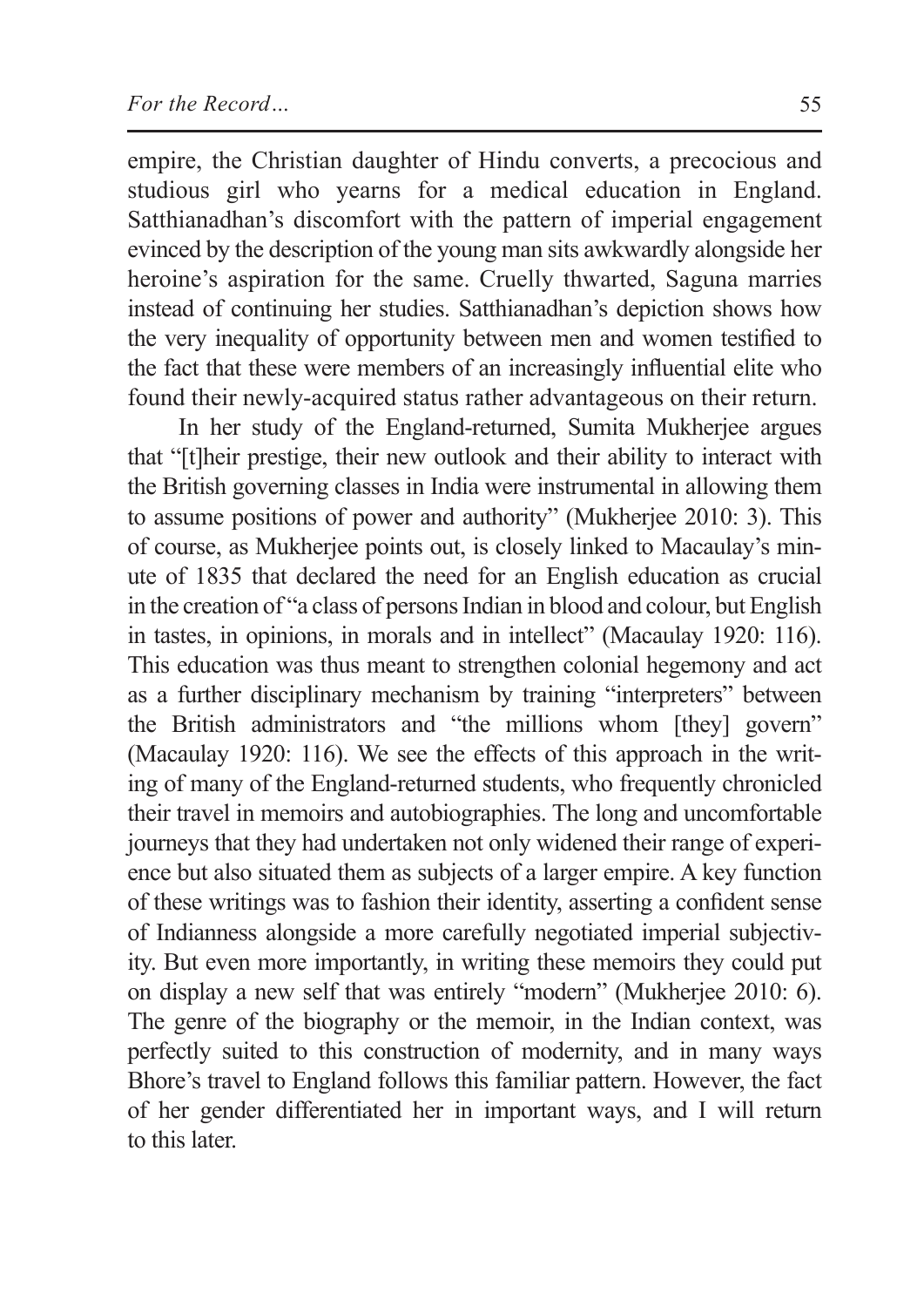empire, the Christian daughter of Hindu converts, a precocious and studious girl who yearns for a medical education in England. Satthianadhan's discomfort with the pattern of imperial engagement evinced by the description of the young man sits awkwardly alongside her heroine's aspiration for the same. Cruelly thwarted, Saguna marries instead of continuing her studies. Satthianadhan's depiction shows how the very inequality of opportunity between men and women testified to the fact that these were members of an increasingly influential elite who found their newly-acquired status rather advantageous on their return.

In her study of the England-returned, Sumita Mukherjee argues that "[t]heir prestige, their new outlook and their ability to interact with the British governing classes in India were instrumental in allowing them to assume positions of power and authority" (Mukherjee 2010: 3). This of course, as Mukherjee points out, is closely linked to Macaulay's minute of 1835 that declared the need for an English education as crucial in the creation of "a class of persons Indian in blood and colour, but English in tastes, in opinions, in morals and in intellect" (Macaulay 1920: 116). This education was thus meant to strengthen colonial hegemony and act as a further disciplinary mechanism by training "interpreters" between the British administrators and "the millions whom [they] govern" (Macaulay 1920: 116). We see the effects of this approach in the writing of many of the England-returned students, who frequently chronicled their travel in memoirs and autobiographies. The long and uncomfortable journeys that they had undertaken not only widened their range of experience but also situated them as subjects of a larger empire. A key function of these writings was to fashion their identity, asserting a confident sense of Indianness alongside a more carefully negotiated imperial subjectivity. But even more importantly, in writing these memoirs they could put on display a new self that was entirely "modern" (Mukherjee 2010: 6). The genre of the biography or the memoir, in the Indian context, was perfectly suited to this construction of modernity, and in many ways Bhore's travel to England follows this familiar pattern. However, the fact of her gender differentiated her in important ways, and I will return to this later.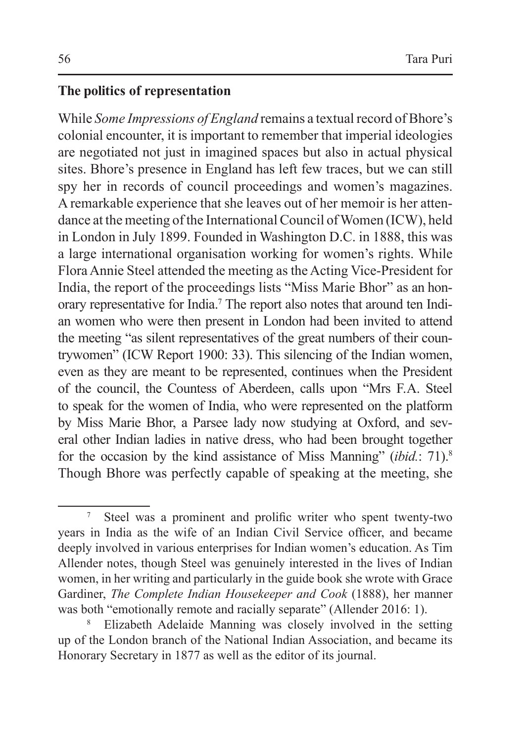## The politics of representation

While *Some Impressions of England* remains a textual record of Bhore's colonial encounter, it is important to remember that imperial ideologies are negotiated not just in imagined spaces but also in actual physical sites. Bhore's presence in England has left few traces, but we can still spy her in records of council proceedings and women's magazines. A remarkable experience that she leaves out of her memoir is her attendance at the meeting of the International Council of Women (ICW), held in London in July 1899. Founded in Washington D.C. in 1888, this was a large international organisation working for women's rights. While Flora Annie Steel attended the meeting as the Acting Vice-President for India, the report of the proceedings lists "Miss Marie Bhor" as an honorary representative for India.[7] The report also notes that around ten Indian women who were then present in London had been invited to attend the meeting "as silent representatives of the great numbers of their countrywomen" (ICW Report 1900: 33). This silencing of the Indian women, even as they are meant to be represented, continues when the President of the council, the Countess of Aberdeen, calls upon "Mrs F.A. Steel to speak for the women of India, who were represented on the platform by Miss Marie Bhor, a Parsee lady now studying at Oxford, and several other Indian ladies in native dress, who had been brought together for the occasion by the kind assistance of Miss Manning" (*ibid.*: 71).[8] Though Bhore was perfectly capable of speaking at the meeting, she

---

[7] Steel was a prominent and prolific writer who spent twenty-two years in India as the wife of an Indian Civil Service officer, and became deeply involved in various enterprises for Indian women's education. As Tim Allender notes, though Steel was genuinely interested in the lives of Indian women, in her writing and particularly in the guide book she wrote with Grace Gardiner, *The Complete Indian Housekeeper and Cook* (1888), her manner was both "emotionally remote and racially separate" (Allender 2016: 1).

[8] Elizabeth Adelaide Manning was closely involved in the setting up of the London branch of the National Indian Association, and became its Honorary Secretary in 1877 as well as the editor of its journal.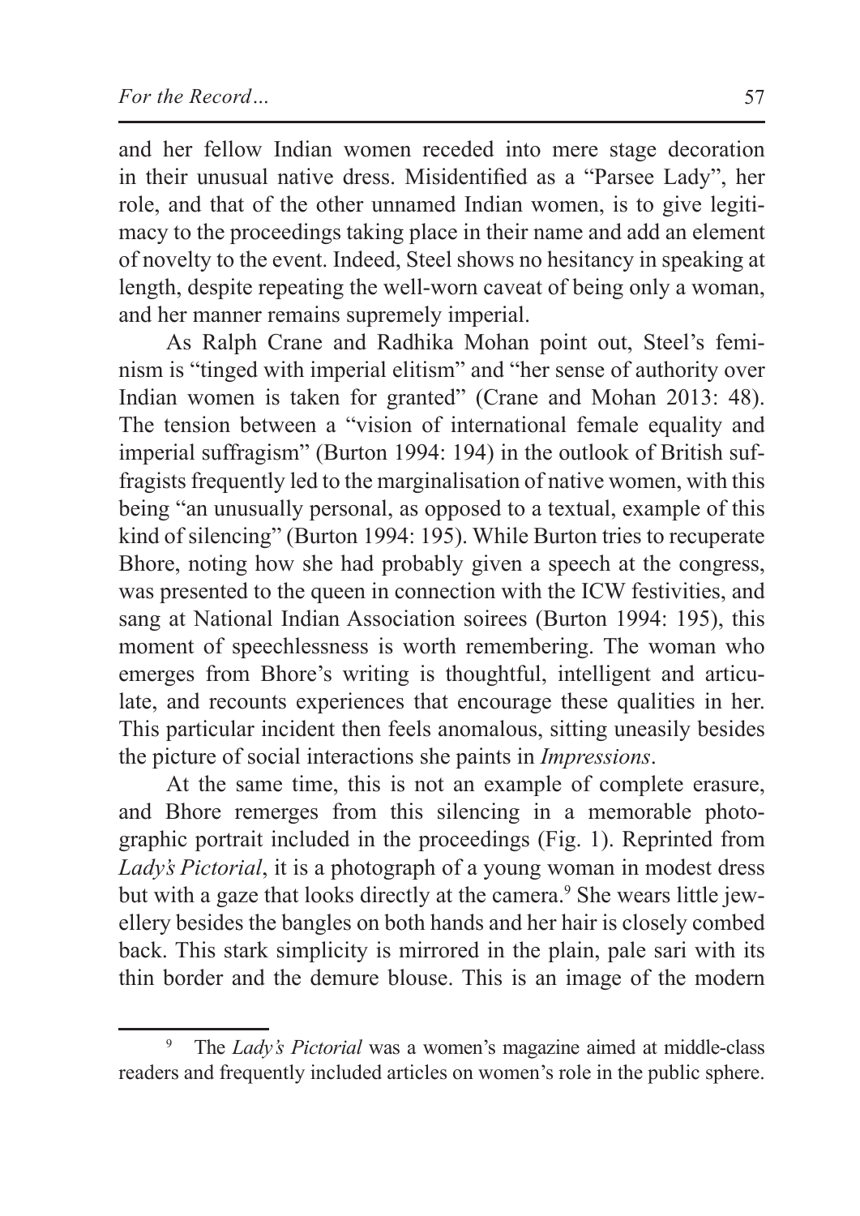and her fellow Indian women receded into mere stage decoration in their unusual native dress. Misidentified as a "Parsee Lady", her role, and that of the other unnamed Indian women, is to give legitimacy to the proceedings taking place in their name and add an element of novelty to the event. Indeed, Steel shows no hesitancy in speaking at length, despite repeating the well-worn caveat of being only a woman, and her manner remains supremely imperial.

As Ralph Crane and Radhika Mohan point out, Steel's feminism is "tinged with imperial elitism" and "her sense of authority over Indian women is taken for granted" (Crane and Mohan 2013: 48). The tension between a "vision of international female equality and imperial suffragism" (Burton 1994: 194) in the outlook of British suffragists frequently led to the marginalisation of native women, with this being "an unusually personal, as opposed to a textual, example of this kind of silencing" (Burton 1994: 195). While Burton tries to recuperate Bhore, noting how she had probably given a speech at the congress, was presented to the queen in connection with the ICW festivities, and sang at National Indian Association soirees (Burton 1994: 195), this moment of speechlessness is worth remembering. The woman who emerges from Bhore's writing is thoughtful, intelligent and articulate, and recounts experiences that encourage these qualities in her. This particular incident then feels anomalous, sitting uneasily besides the picture of social interactions she paints in *Impressions*.

At the same time, this is not an example of complete erasure, and Bhore remerges from this silencing in a memorable photographic portrait included in the proceedings (Fig. 1). Reprinted from *Lady's Pictorial*, it is a photograph of a young woman in modest dress but with a gaze that looks directly at the camera.[9] She wears little jewellery besides the bangles on both hands and her hair is closely combed back. This stark simplicity is mirrored in the plain, pale sari with its thin border and the demure blouse. This is an image of the modern

---

[9] The *Lady's Pictorial* was a women's magazine aimed at middle-class readers and frequently included articles on women's role in the public sphere.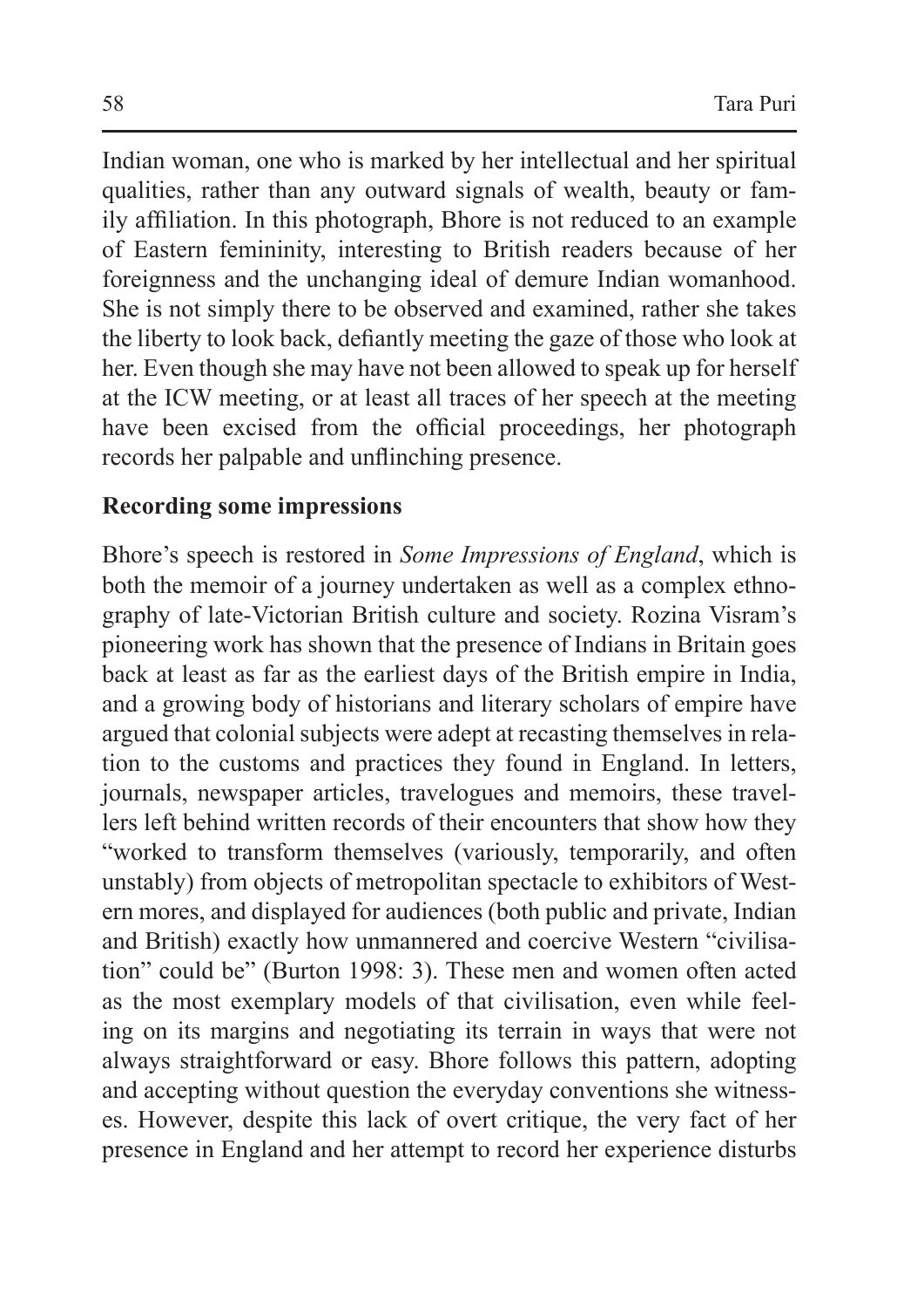Indian woman, one who is marked by her intellectual and her spiritual qualities, rather than any outward signals of wealth, beauty or family affiliation. In this photograph, Bhore is not reduced to an example of Eastern femininity, interesting to British readers because of her foreignness and the unchanging ideal of demure Indian womanhood. She is not simply there to be observed and examined, rather she takes the liberty to look back, defiantly meeting the gaze of those who look at her. Even though she may have not been allowed to speak up for herself at the ICW meeting, or at least all traces of her speech at the meeting have been excised from the official proceedings, her photograph records her palpable and unflinching presence.

## Recording some impressions

Bhore's speech is restored in *Some Impressions of England*, which is both the memoir of a journey undertaken as well as a complex ethnography of late-Victorian British culture and society. Rozina Visram's pioneering work has shown that the presence of Indians in Britain goes back at least as far as the earliest days of the British empire in India, and a growing body of historians and literary scholars of empire have argued that colonial subjects were adept at recasting themselves in relation to the customs and practices they found in England. In letters, journals, newspaper articles, travelogues and memoirs, these travellers left behind written records of their encounters that show how they "worked to transform themselves (variously, temporarily, and often unstably) from objects of metropolitan spectacle to exhibitors of Western mores, and displayed for audiences (both public and private, Indian and British) exactly how unmannered and coercive Western "civilisation" could be" (Burton 1998: 3). These men and women often acted as the most exemplary models of that civilisation, even while feeling on its margins and negotiating its terrain in ways that were not always straightforward or easy. Bhore follows this pattern, adopting and accepting without question the everyday conventions she witnesses. However, despite this lack of overt critique, the very fact of her presence in England and her attempt to record her experience disturbs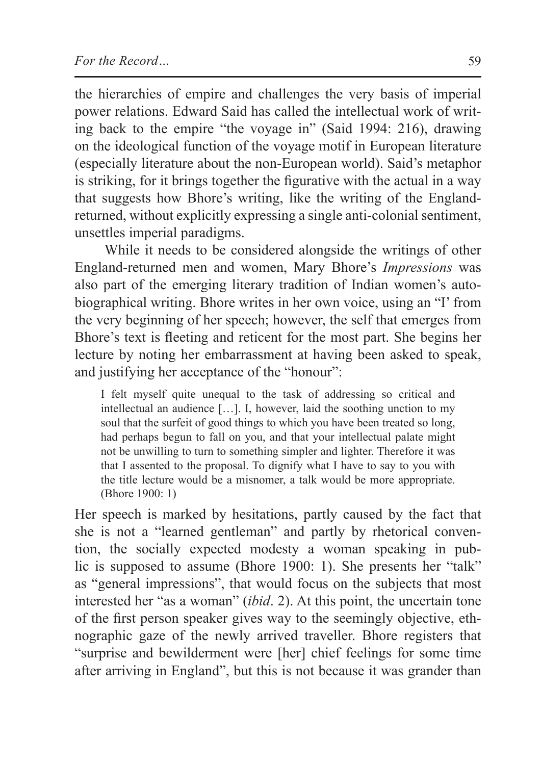the hierarchies of empire and challenges the very basis of imperial power relations. Edward Said has called the intellectual work of writing back to the empire "the voyage in" (Said 1994: 216), drawing on the ideological function of the voyage motif in European literature (especially literature about the non-European world). Said's metaphor is striking, for it brings together the figurative with the actual in a way that suggests how Bhore's writing, like the writing of the England-returned, without explicitly expressing a single anti-colonial sentiment, unsettles imperial paradigms.

While it needs to be considered alongside the writings of other England-returned men and women, Mary Bhore's *Impressions* was also part of the emerging literary tradition of Indian women's autobiographical writing. Bhore writes in her own voice, using an "I' from the very beginning of her speech; however, the self that emerges from Bhore's text is fleeting and reticent for the most part. She begins her lecture by noting her embarrassment at having been asked to speak, and justifying her acceptance of the "honour":

> I felt myself quite unequal to the task of addressing so critical and intellectual an audience […]. I, however, laid the soothing unction to my soul that the surfeit of good things to which you have been treated so long, had perhaps begun to fall on you, and that your intellectual palate might not be unwilling to turn to something simpler and lighter. Therefore it was that I assented to the proposal. To dignify what I have to say to you with the title lecture would be a misnomer, a talk would be more appropriate. (Bhore 1900: 1)

Her speech is marked by hesitations, partly caused by the fact that she is not a "learned gentleman" and partly by rhetorical convention, the socially expected modesty a woman speaking in public is supposed to assume (Bhore 1900: 1). She presents her "talk" as "general impressions", that would focus on the subjects that most interested her "as a woman" (*ibid*. 2). At this point, the uncertain tone of the first person speaker gives way to the seemingly objective, ethnographic gaze of the newly arrived traveller. Bhore registers that "surprise and bewilderment were [her] chief feelings for some time after arriving in England", but this is not because it was grander than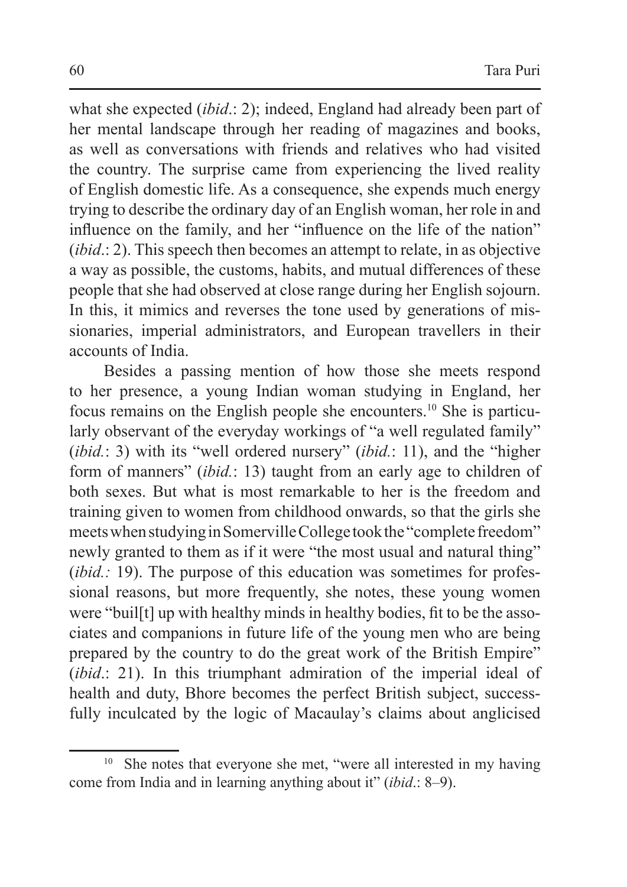what she expected (*ibid*.: 2); indeed, England had already been part of her mental landscape through her reading of magazines and books, as well as conversations with friends and relatives who had visited the country. The surprise came from experiencing the lived reality of English domestic life. As a consequence, she expends much energy trying to describe the ordinary day of an English woman, her role in and influence on the family, and her "influence on the life of the nation" (*ibid*.: 2). This speech then becomes an attempt to relate, in as objective a way as possible, the customs, habits, and mutual differences of these people that she had observed at close range during her English sojourn. In this, it mimics and reverses the tone used by generations of missionaries, imperial administrators, and European travellers in their accounts of India.

Besides a passing mention of how those she meets respond to her presence, a young Indian woman studying in England, her focus remains on the English people she encounters.[10] She is particularly observant of the everyday workings of "a well regulated family" (*ibid.*: 3) with its "well ordered nursery" (*ibid.*: 11), and the "higher form of manners" (*ibid.*: 13) taught from an early age to children of both sexes. But what is most remarkable to her is the freedom and training given to women from childhood onwards, so that the girls she meets when studying in Somerville College took the "complete freedom" newly granted to them as if it were "the most usual and natural thing" (*ibid.:* 19). The purpose of this education was sometimes for professional reasons, but more frequently, she notes, these young women were "buil[t] up with healthy minds in healthy bodies, fit to be the associates and companions in future life of the young men who are being prepared by the country to do the great work of the British Empire" (*ibid*.: 21). In this triumphant admiration of the imperial ideal of health and duty, Bhore becomes the perfect British subject, successfully inculcated by the logic of Macaulay's claims about anglicised

[10] She notes that everyone she met, "were all interested in my having come from India and in learning anything about it" (*ibid*.: 8–9).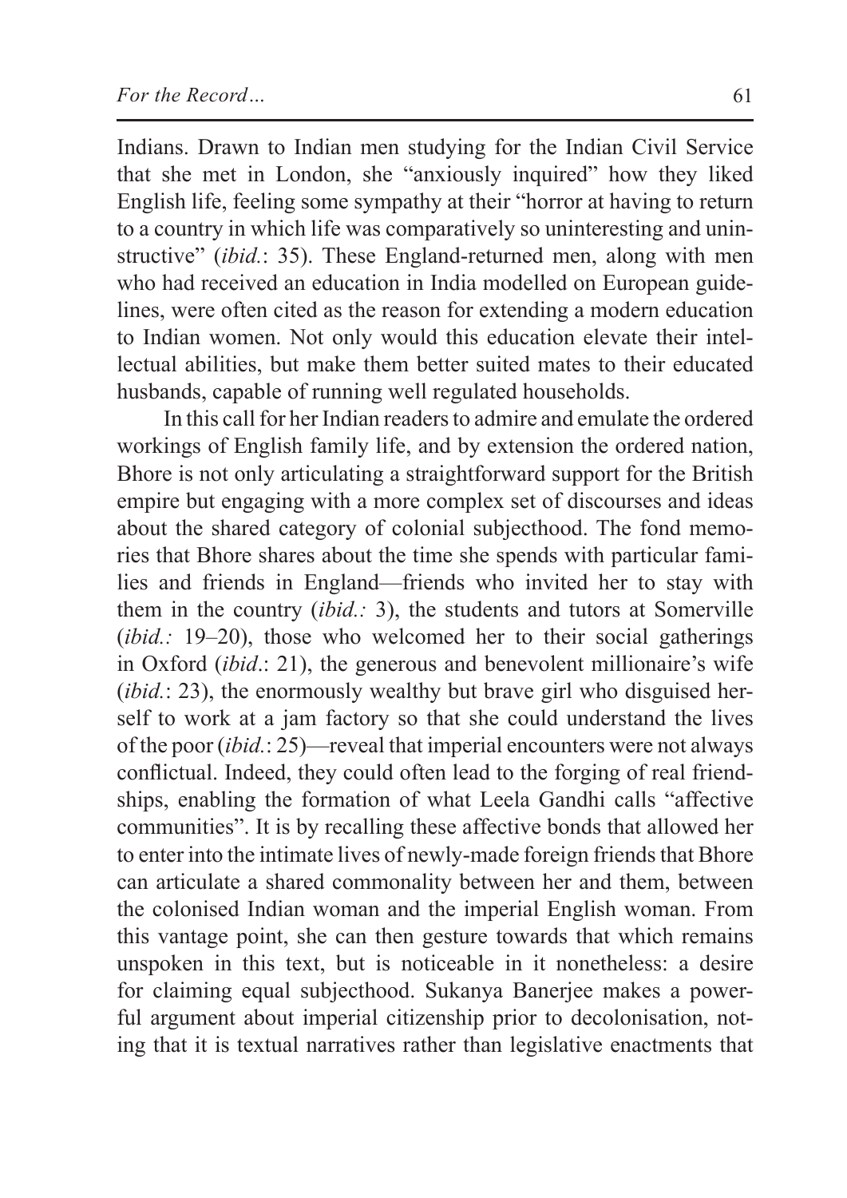Indians. Drawn to Indian men studying for the Indian Civil Service that she met in London, she "anxiously inquired" how they liked English life, feeling some sympathy at their "horror at having to return to a country in which life was comparatively so uninteresting and uninstructive" (*ibid.*: 35). These England-returned men, along with men who had received an education in India modelled on European guidelines, were often cited as the reason for extending a modern education to Indian women. Not only would this education elevate their intellectual abilities, but make them better suited mates to their educated husbands, capable of running well regulated households.

In this call for her Indian readers to admire and emulate the ordered workings of English family life, and by extension the ordered nation, Bhore is not only articulating a straightforward support for the British empire but engaging with a more complex set of discourses and ideas about the shared category of colonial subjecthood. The fond memories that Bhore shares about the time she spends with particular families and friends in England—friends who invited her to stay with them in the country (*ibid.:* 3), the students and tutors at Somerville (*ibid.:* 19–20), those who welcomed her to their social gatherings in Oxford (*ibid*.: 21), the generous and benevolent millionaire's wife (*ibid.*: 23), the enormously wealthy but brave girl who disguised herself to work at a jam factory so that she could understand the lives of the poor (*ibid.*: 25)—reveal that imperial encounters were not always conflictual. Indeed, they could often lead to the forging of real friendships, enabling the formation of what Leela Gandhi calls "affective communities". It is by recalling these affective bonds that allowed her to enter into the intimate lives of newly-made foreign friends that Bhore can articulate a shared commonality between her and them, between the colonised Indian woman and the imperial English woman. From this vantage point, she can then gesture towards that which remains unspoken in this text, but is noticeable in it nonetheless: a desire for claiming equal subjecthood. Sukanya Banerjee makes a powerful argument about imperial citizenship prior to decolonisation, noting that it is textual narratives rather than legislative enactments that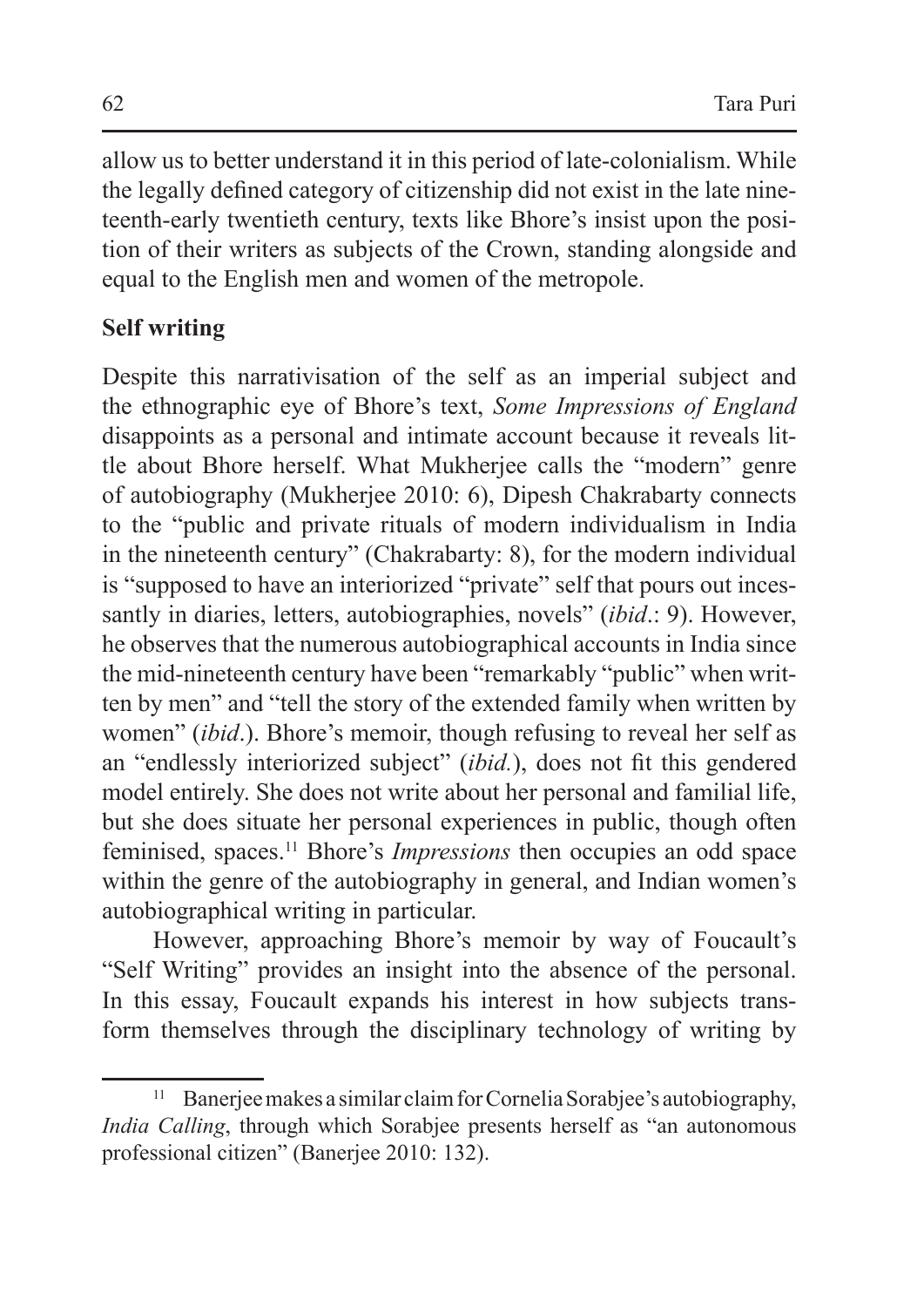allow us to better understand it in this period of late-colonialism. While the legally defined category of citizenship did not exist in the late nineteenth-early twentieth century, texts like Bhore's insist upon the position of their writers as subjects of the Crown, standing alongside and equal to the English men and women of the metropole.

## Self writing

Despite this narrativisation of the self as an imperial subject and the ethnographic eye of Bhore's text, *Some Impressions of England* disappoints as a personal and intimate account because it reveals little about Bhore herself. What Mukherjee calls the "modern" genre of autobiography (Mukherjee 2010: 6), Dipesh Chakrabarty connects to the "public and private rituals of modern individualism in India in the nineteenth century" (Chakrabarty: 8), for the modern individual is "supposed to have an interiorized "private" self that pours out incessantly in diaries, letters, autobiographies, novels" (*ibid*.: 9). However, he observes that the numerous autobiographical accounts in India since the mid-nineteenth century have been "remarkably "public" when written by men" and "tell the story of the extended family when written by women" (*ibid*.). Bhore's memoir, though refusing to reveal her self as an "endlessly interiorized subject" (*ibid.*), does not fit this gendered model entirely. She does not write about her personal and familial life, but she does situate her personal experiences in public, though often feminised, spaces.[11] Bhore's *Impressions* then occupies an odd space within the genre of the autobiography in general, and Indian women's autobiographical writing in particular.

However, approaching Bhore's memoir by way of Foucault's "Self Writing" provides an insight into the absence of the personal. In this essay, Foucault expands his interest in how subjects transform themselves through the disciplinary technology of writing by

[11] Banerjee makes a similar claim for Cornelia Sorabjee's autobiography, *India Calling*, through which Sorabjee presents herself as "an autonomous professional citizen" (Banerjee 2010: 132).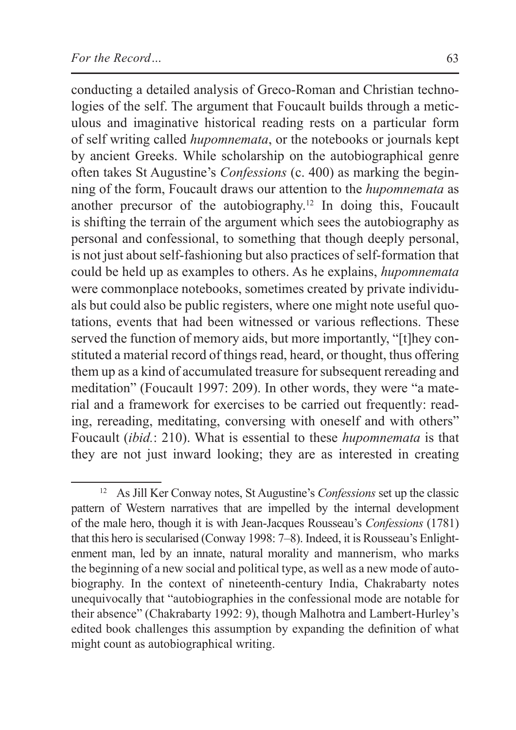conducting a detailed analysis of Greco-Roman and Christian technologies of the self. The argument that Foucault builds through a meticulous and imaginative historical reading rests on a particular form of self writing called *hupomnemata*, or the notebooks or journals kept by ancient Greeks. While scholarship on the autobiographical genre often takes St Augustine's *Confessions* (c. 400) as marking the beginning of the form, Foucault draws our attention to the *hupomnemata* as another precursor of the autobiography.[12] In doing this, Foucault is shifting the terrain of the argument which sees the autobiography as personal and confessional, to something that though deeply personal, is not just about self-fashioning but also practices of self-formation that could be held up as examples to others. As he explains, *hupomnemata* were commonplace notebooks, sometimes created by private individuals but could also be public registers, where one might note useful quotations, events that had been witnessed or various reflections. These served the function of memory aids, but more importantly, "[t]hey constituted a material record of things read, heard, or thought, thus offering them up as a kind of accumulated treasure for subsequent rereading and meditation" (Foucault 1997: 209). In other words, they were "a material and a framework for exercises to be carried out frequently: reading, rereading, meditating, conversing with oneself and with others" Foucault (*ibid.*: 210). What is essential to these *hupomnemata* is that they are not just inward looking; they are as interested in creating

---

[12] As Jill Ker Conway notes, St Augustine's *Confessions* set up the classic pattern of Western narratives that are impelled by the internal development of the male hero, though it is with Jean-Jacques Rousseau's *Confessions* (1781) that this hero is secularised (Conway 1998: 7–8). Indeed, it is Rousseau's Enlightenment man, led by an innate, natural morality and mannerism, who marks the beginning of a new social and political type, as well as a new mode of autobiography. In the context of nineteenth-century India, Chakrabarty notes unequivocally that "autobiographies in the confessional mode are notable for their absence" (Chakrabarty 1992: 9), though Malhotra and Lambert-Hurley's edited book challenges this assumption by expanding the definition of what might count as autobiographical writing.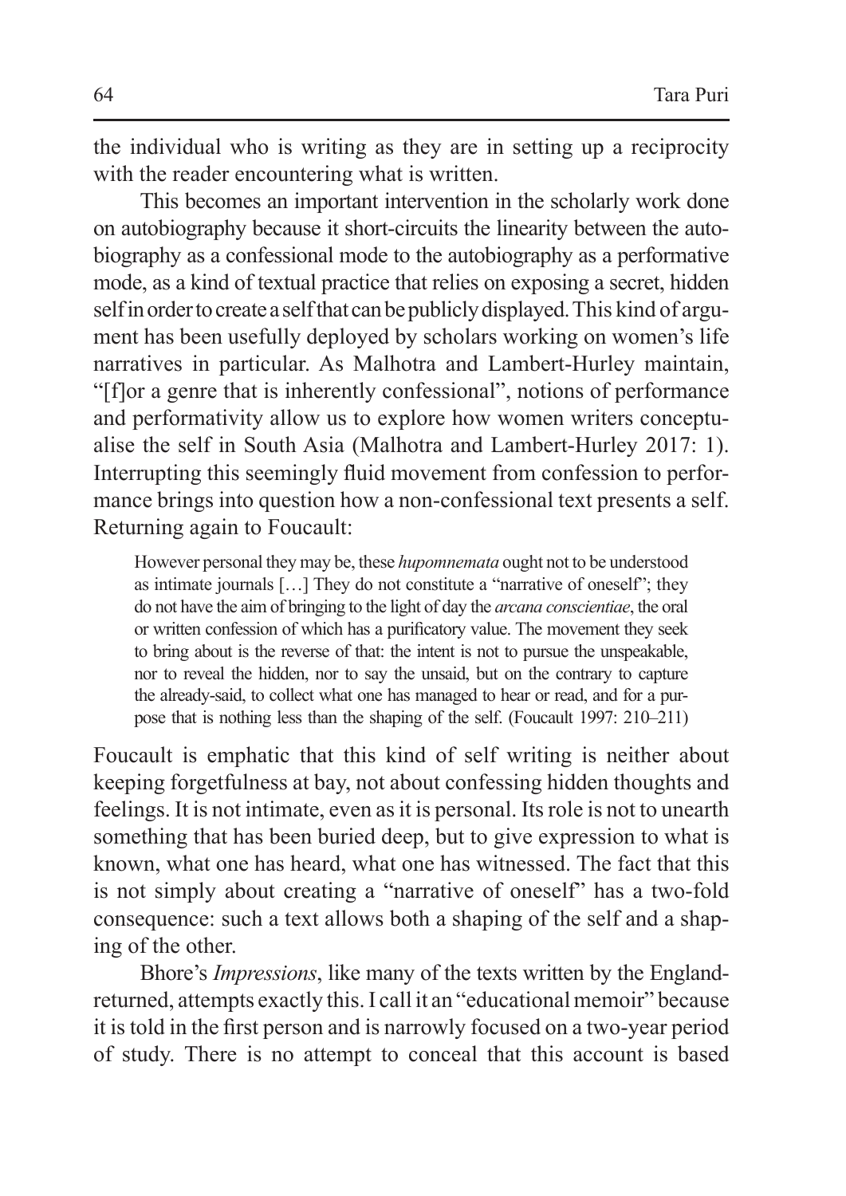the individual who is writing as they are in setting up a reciprocity with the reader encountering what is written.

This becomes an important intervention in the scholarly work done on autobiography because it short-circuits the linearity between the autobiography as a confessional mode to the autobiography as a performative mode, as a kind of textual practice that relies on exposing a secret, hidden self in order to create a self that can be publicly displayed. This kind of argument has been usefully deployed by scholars working on women's life narratives in particular. As Malhotra and Lambert-Hurley maintain, "[f]or a genre that is inherently confessional", notions of performance and performativity allow us to explore how women writers conceptualise the self in South Asia (Malhotra and Lambert-Hurley 2017: 1). Interrupting this seemingly fluid movement from confession to performance brings into question how a non-confessional text presents a self. Returning again to Foucault:

> However personal they may be, these *hupomnemata* ought not to be understood as intimate journals […] They do not constitute a "narrative of oneself"; they do not have the aim of bringing to the light of day the *arcana conscientiae*, the oral or written confession of which has a purificatory value. The movement they seek to bring about is the reverse of that: the intent is not to pursue the unspeakable, nor to reveal the hidden, nor to say the unsaid, but on the contrary to capture the already-said, to collect what one has managed to hear or read, and for a purpose that is nothing less than the shaping of the self. (Foucault 1997: 210–211)

Foucault is emphatic that this kind of self writing is neither about keeping forgetfulness at bay, not about confessing hidden thoughts and feelings. It is not intimate, even as it is personal. Its role is not to unearth something that has been buried deep, but to give expression to what is known, what one has heard, what one has witnessed. The fact that this is not simply about creating a "narrative of oneself" has a two-fold consequence: such a text allows both a shaping of the self and a shaping of the other.

Bhore's *Impressions*, like many of the texts written by the England-returned, attempts exactly this. I call it an "educational memoir" because it is told in the first person and is narrowly focused on a two-year period of study. There is no attempt to conceal that this account is based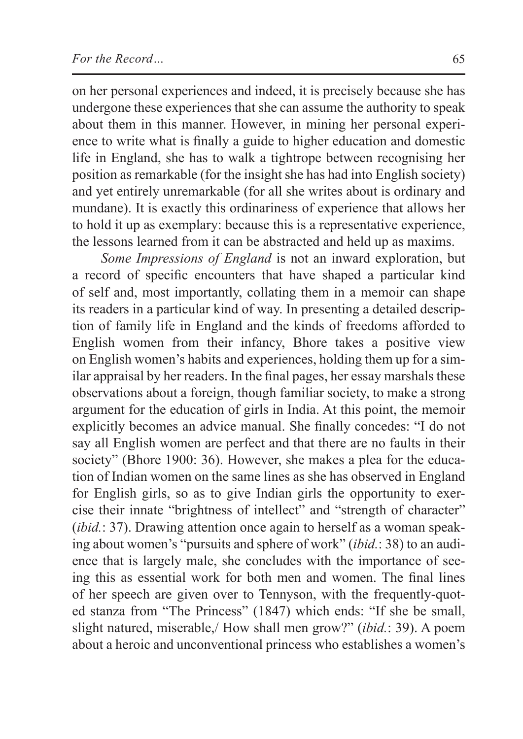on her personal experiences and indeed, it is precisely because she has undergone these experiences that she can assume the authority to speak about them in this manner. However, in mining her personal experience to write what is finally a guide to higher education and domestic life in England, she has to walk a tightrope between recognising her position as remarkable (for the insight she has had into English society) and yet entirely unremarkable (for all she writes about is ordinary and mundane). It is exactly this ordinariness of experience that allows her to hold it up as exemplary: because this is a representative experience, the lessons learned from it can be abstracted and held up as maxims.

*Some Impressions of England* is not an inward exploration, but a record of specific encounters that have shaped a particular kind of self and, most importantly, collating them in a memoir can shape its readers in a particular kind of way. In presenting a detailed description of family life in England and the kinds of freedoms afforded to English women from their infancy, Bhore takes a positive view on English women's habits and experiences, holding them up for a similar appraisal by her readers. In the final pages, her essay marshals these observations about a foreign, though familiar society, to make a strong argument for the education of girls in India. At this point, the memoir explicitly becomes an advice manual. She finally concedes: "I do not say all English women are perfect and that there are no faults in their society" (Bhore 1900: 36). However, she makes a plea for the education of Indian women on the same lines as she has observed in England for English girls, so as to give Indian girls the opportunity to exercise their innate "brightness of intellect" and "strength of character" (*ibid.*: 37). Drawing attention once again to herself as a woman speaking about women's "pursuits and sphere of work" (*ibid.*: 38) to an audience that is largely male, she concludes with the importance of seeing this as essential work for both men and women. The final lines of her speech are given over to Tennyson, with the frequently-quoted stanza from "The Princess" (1847) which ends: "If she be small, slight natured, miserable,/ How shall men grow?" (*ibid.*: 39). A poem about a heroic and unconventional princess who establishes a women's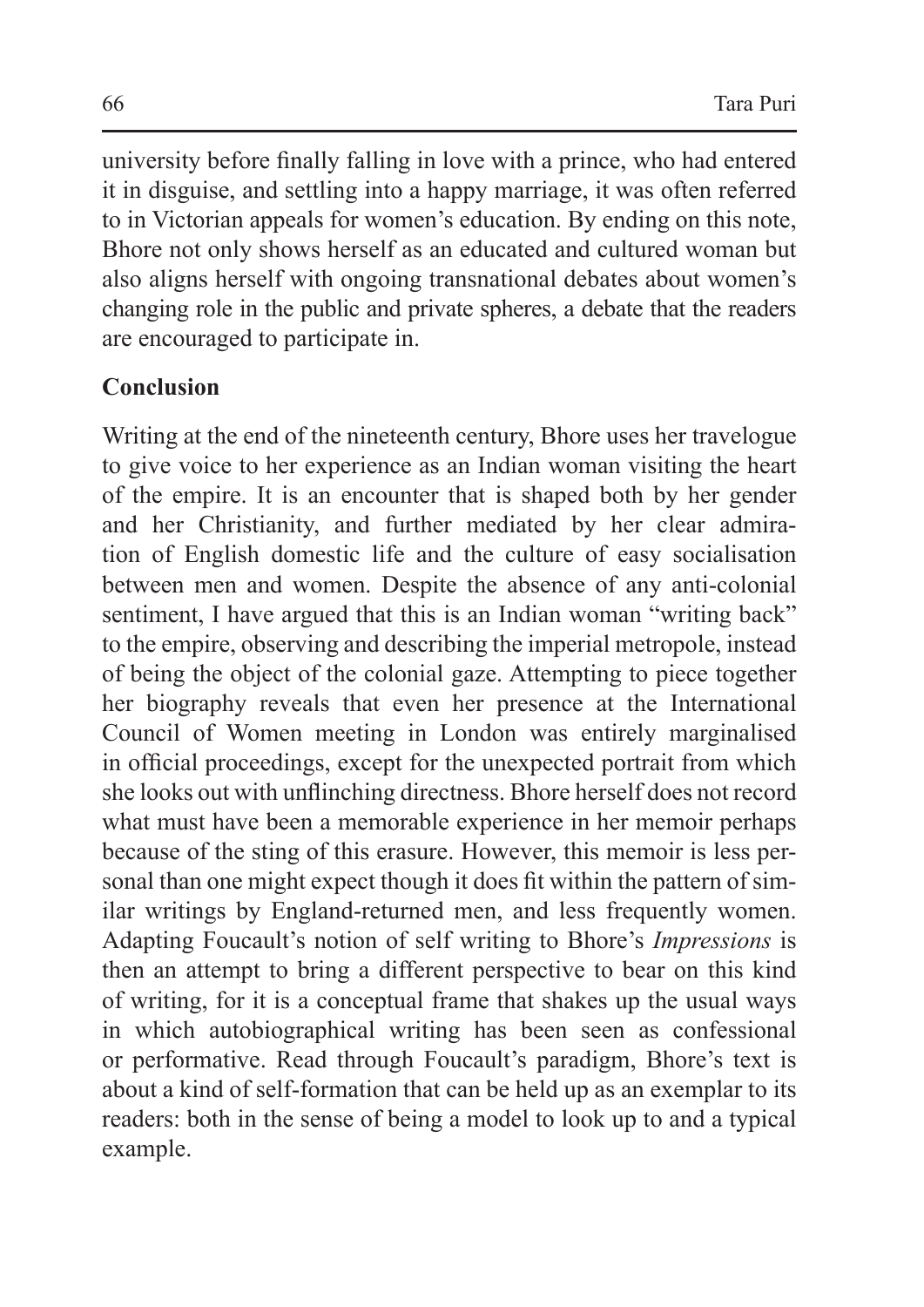university before finally falling in love with a prince, who had entered it in disguise, and settling into a happy marriage, it was often referred to in Victorian appeals for women's education. By ending on this note, Bhore not only shows herself as an educated and cultured woman but also aligns herself with ongoing transnational debates about women's changing role in the public and private spheres, a debate that the readers are encouraged to participate in.

## Conclusion

Writing at the end of the nineteenth century, Bhore uses her travelogue to give voice to her experience as an Indian woman visiting the heart of the empire. It is an encounter that is shaped both by her gender and her Christianity, and further mediated by her clear admiration of English domestic life and the culture of easy socialisation between men and women. Despite the absence of any anti-colonial sentiment, I have argued that this is an Indian woman "writing back" to the empire, observing and describing the imperial metropole, instead of being the object of the colonial gaze. Attempting to piece together her biography reveals that even her presence at the International Council of Women meeting in London was entirely marginalised in official proceedings, except for the unexpected portrait from which she looks out with unflinching directness. Bhore herself does not record what must have been a memorable experience in her memoir perhaps because of the sting of this erasure. However, this memoir is less personal than one might expect though it does fit within the pattern of similar writings by England-returned men, and less frequently women. Adapting Foucault's notion of self writing to Bhore's *Impressions* is then an attempt to bring a different perspective to bear on this kind of writing, for it is a conceptual frame that shakes up the usual ways in which autobiographical writing has been seen as confessional or performative. Read through Foucault's paradigm, Bhore's text is about a kind of self-formation that can be held up as an exemplar to its readers: both in the sense of being a model to look up to and a typical example.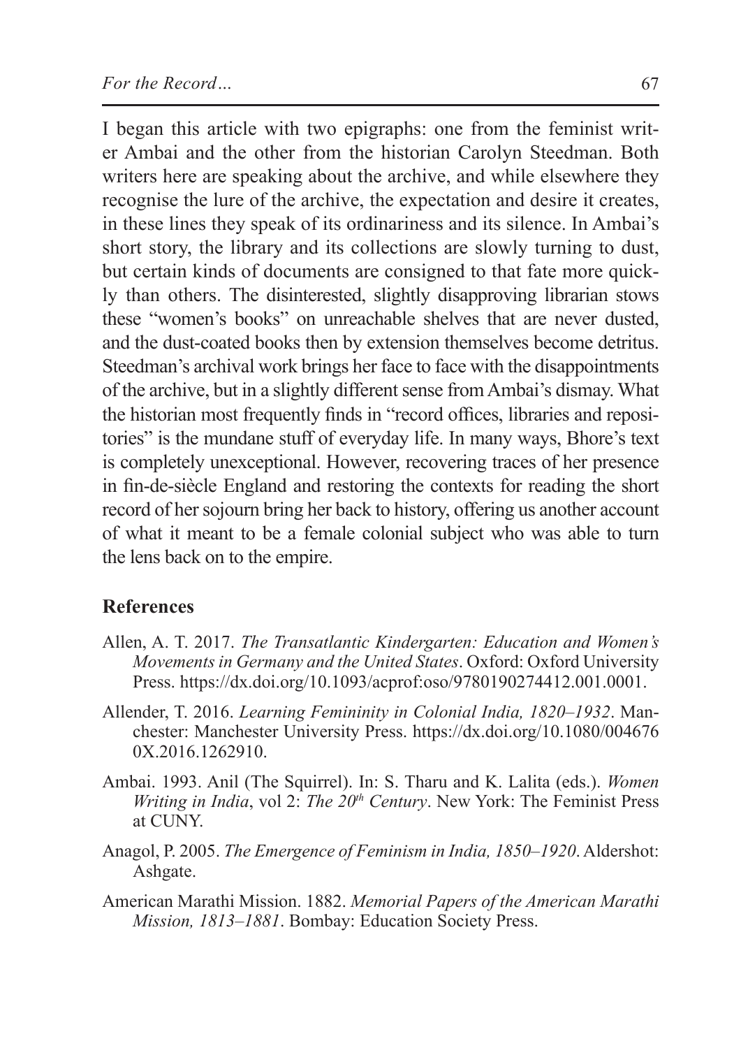I began this article with two epigraphs: one from the feminist writer Ambai and the other from the historian Carolyn Steedman. Both writers here are speaking about the archive, and while elsewhere they recognise the lure of the archive, the expectation and desire it creates, in these lines they speak of its ordinariness and its silence. In Ambai's short story, the library and its collections are slowly turning to dust, but certain kinds of documents are consigned to that fate more quickly than others. The disinterested, slightly disapproving librarian stows these "women's books" on unreachable shelves that are never dusted, and the dust-coated books then by extension themselves become detritus. Steedman's archival work brings her face to face with the disappointments of the archive, but in a slightly different sense from Ambai's dismay. What the historian most frequently finds in "record offices, libraries and repositories" is the mundane stuff of everyday life. In many ways, Bhore's text is completely unexceptional. However, recovering traces of her presence in fin-de-siècle England and restoring the contexts for reading the short record of her sojourn bring her back to history, offering us another account of what it meant to be a female colonial subject who was able to turn the lens back on to the empire.

## References

Allen, A. T. 2017. *The Transatlantic Kindergarten: Education and Women's Movements in Germany and the United States*. Oxford: Oxford University Press. https://dx.doi.org/10.1093/acprof:oso/9780190274412.001.0001.

Allender, T. 2016. *Learning Femininity in Colonial India, 1820–1932*. Manchester: Manchester University Press. https://dx.doi.org/10.1080/0046760X.2016.1262910.

Ambai. 1993. Anil (The Squirrel). In: S. Tharu and K. Lalita (eds.). *Women Writing in India*, vol 2: *The 20th Century*. New York: The Feminist Press at CUNY.

Anagol, P. 2005. *The Emergence of Feminism in India, 1850–1920*. Aldershot: Ashgate.

American Marathi Mission. 1882. *Memorial Papers of the American Marathi Mission, 1813–1881*. Bombay: Education Society Press.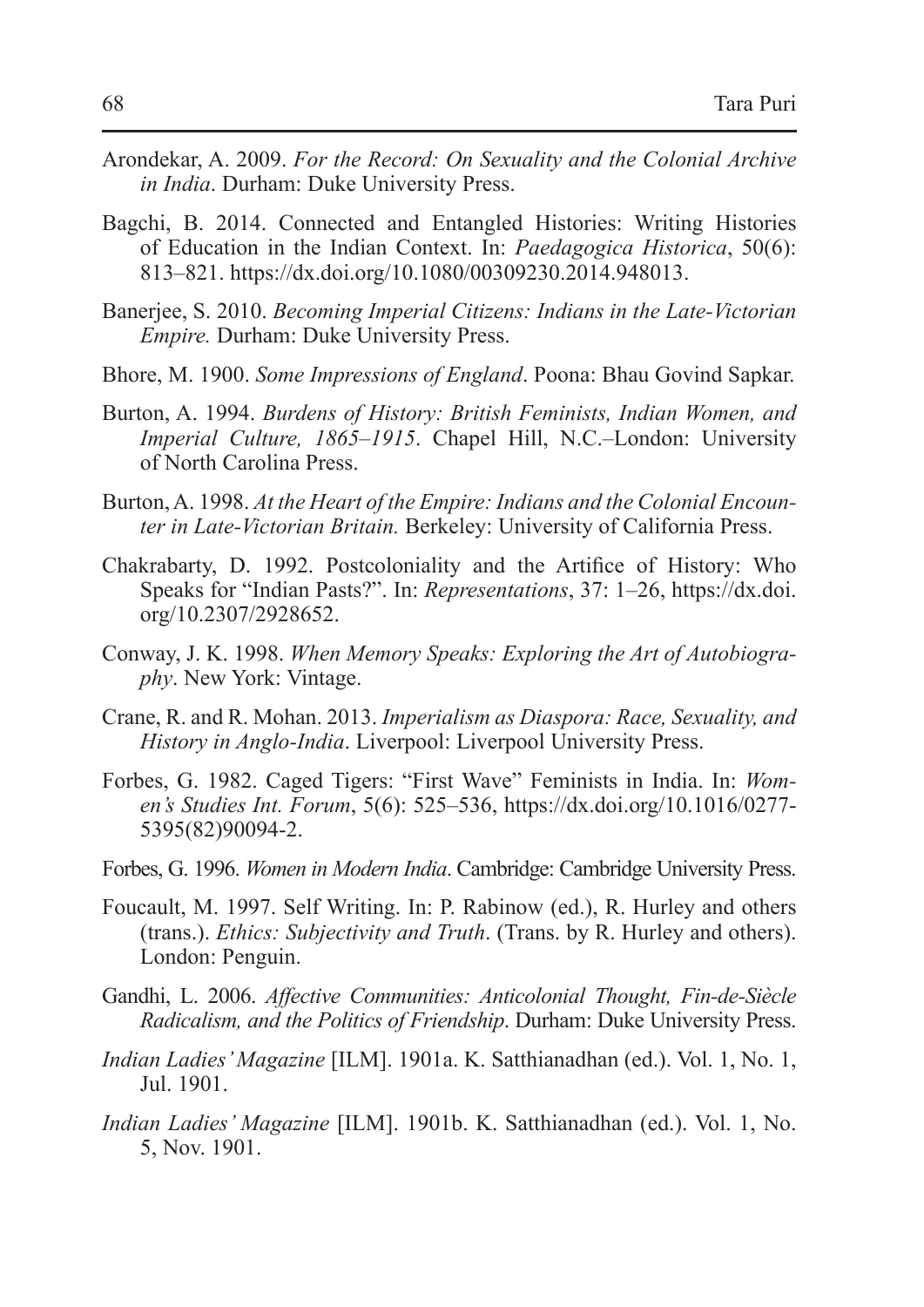Arondekar, A. 2009. *For the Record: On Sexuality and the Colonial Archive in India*. Durham: Duke University Press.

Bagchi, B. 2014. Connected and Entangled Histories: Writing Histories of Education in the Indian Context. In: *Paedagogica Historica*, 50(6): 813–821. https://dx.doi.org/10.1080/00309230.2014.948013.

Banerjee, S. 2010. *Becoming Imperial Citizens: Indians in the Late-Victorian Empire.* Durham: Duke University Press.

Bhore, M. 1900. *Some Impressions of England*. Poona: Bhau Govind Sapkar.

Burton, A. 1994. *Burdens of History: British Feminists, Indian Women, and Imperial Culture, 1865–1915*. Chapel Hill, N.C.–London: University of North Carolina Press.

Burton, A. 1998. *At the Heart of the Empire: Indians and the Colonial Encounter in Late-Victorian Britain.* Berkeley: University of California Press.

Chakrabarty, D. 1992. Postcoloniality and the Artifice of History: Who Speaks for "Indian Pasts?". In: *Representations*, 37: 1–26, https://dx.doi.org/10.2307/2928652.

Conway, J. K. 1998. *When Memory Speaks: Exploring the Art of Autobiography*. New York: Vintage.

Crane, R. and R. Mohan. 2013. *Imperialism as Diaspora: Race, Sexuality, and History in Anglo-India*. Liverpool: Liverpool University Press.

Forbes, G. 1982. Caged Tigers: "First Wave" Feminists in India. In: *Women's Studies Int. Forum*, 5(6): 525–536, https://dx.doi.org/10.1016/0277-5395(82)90094-2.

Forbes, G. 1996. *Women in Modern India*. Cambridge: Cambridge University Press.

Foucault, M. 1997. Self Writing. In: P. Rabinow (ed.), R. Hurley and others (trans.). *Ethics: Subjectivity and Truth*. (Trans. by R. Hurley and others). London: Penguin.

Gandhi, L. 2006. *Affective Communities: Anticolonial Thought, Fin-de-Siècle Radicalism, and the Politics of Friendship*. Durham: Duke University Press.

*Indian Ladies' Magazine* [ILM]. 1901a. K. Satthianadhan (ed.). Vol. 1, No. 1, Jul. 1901.

*Indian Ladies' Magazine* [ILM]. 1901b. K. Satthianadhan (ed.). Vol. 1, No. 5, Nov. 1901.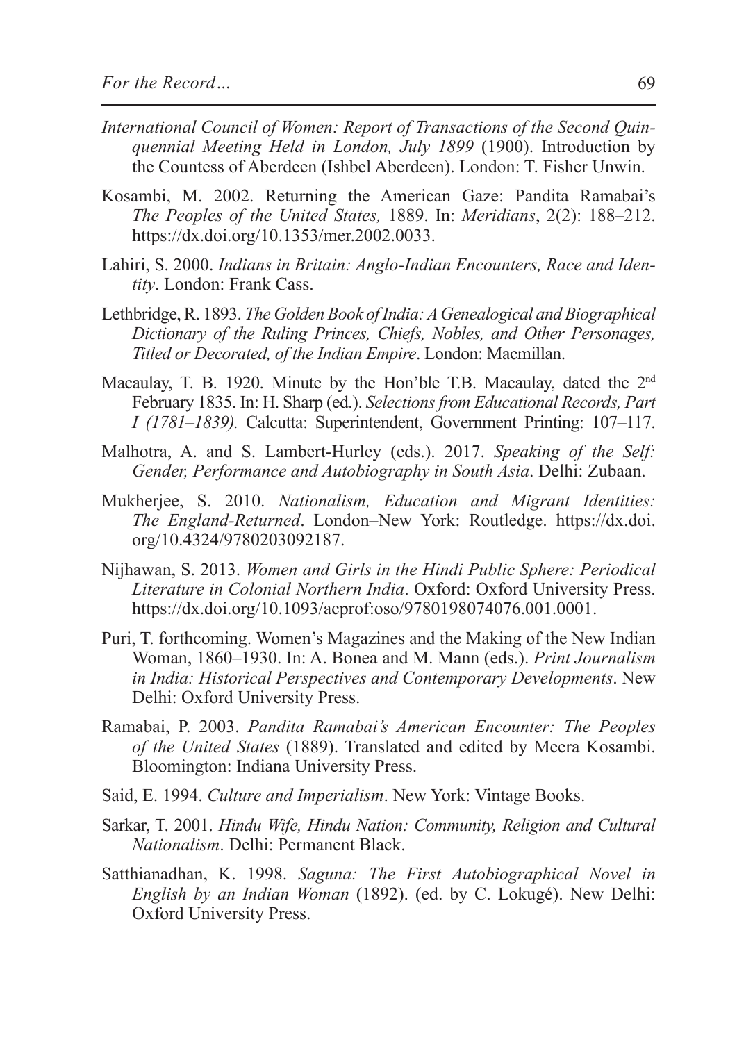*International Council of Women: Report of Transactions of the Second Quinquennial Meeting Held in London, July 1899* (1900). Introduction by the Countess of Aberdeen (Ishbel Aberdeen). London: T. Fisher Unwin.

Kosambi, M. 2002. Returning the American Gaze: Pandita Ramabai's *The Peoples of the United States,* 1889. In: *Meridians*, 2(2): 188–212. https://dx.doi.org/10.1353/mer.2002.0033.

Lahiri, S. 2000. *Indians in Britain: Anglo-Indian Encounters, Race and Identity*. London: Frank Cass.

Lethbridge, R. 1893. *The Golden Book of India: A Genealogical and Biographical Dictionary of the Ruling Princes, Chiefs, Nobles, and Other Personages, Titled or Decorated, of the Indian Empire*. London: Macmillan.

Macaulay, T. B. 1920. Minute by the Hon'ble T.B. Macaulay, dated the 2nd February 1835. In: H. Sharp (ed.). *Selections from Educational Records, Part I (1781–1839).* Calcutta: Superintendent, Government Printing: 107–117.

Malhotra, A. and S. Lambert-Hurley (eds.). 2017. *Speaking of the Self: Gender, Performance and Autobiography in South Asia*. Delhi: Zubaan.

Mukherjee, S. 2010. *Nationalism, Education and Migrant Identities: The England-Returned*. London–New York: Routledge. https://dx.doi.org/10.4324/9780203092187.

Nijhawan, S. 2013. *Women and Girls in the Hindi Public Sphere: Periodical Literature in Colonial Northern India*. Oxford: Oxford University Press. https://dx.doi.org/10.1093/acprof:oso/9780198074076.001.0001.

Puri, T. forthcoming. Women's Magazines and the Making of the New Indian Woman, 1860–1930. In: A. Bonea and M. Mann (eds.). *Print Journalism in India: Historical Perspectives and Contemporary Developments*. New Delhi: Oxford University Press.

Ramabai, P. 2003. *Pandita Ramabai's American Encounter: The Peoples of the United States* (1889). Translated and edited by Meera Kosambi. Bloomington: Indiana University Press.

Said, E. 1994. *Culture and Imperialism*. New York: Vintage Books.

Sarkar, T. 2001. *Hindu Wife, Hindu Nation: Community, Religion and Cultural Nationalism*. Delhi: Permanent Black.

Satthianadhan, K. 1998. *Saguna: The First Autobiographical Novel in English by an Indian Woman* (1892). (ed. by C. Lokugé). New Delhi: Oxford University Press.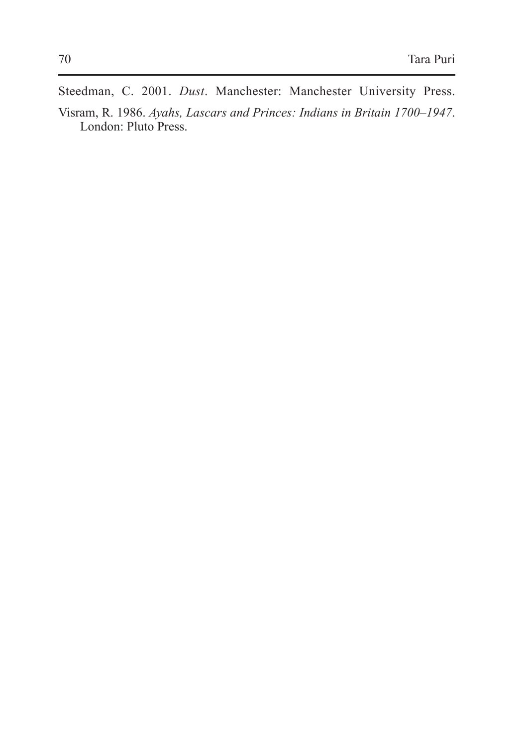Steedman, C. 2001. *Dust*. Manchester: Manchester University Press.

Visram, R. 1986. *Ayahs, Lascars and Princes: Indians in Britain 1700–1947*. London: Pluto Press.